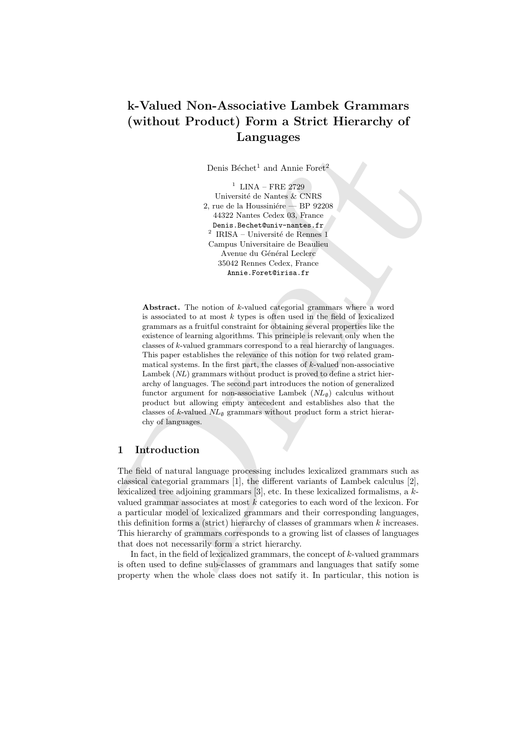# k-Valued Non-Associative Lambek Grammars (without Product) Form a Strict Hierarchy of Languages

Denis Béchet[1] and Annie Foret[2]

[1] LINA – FRE 2729
Université de Nantes & CNRS
2, rue de la Houssiniére — BP 92208
44322 Nantes Cedex 03, France
Denis.Bechet@univ-nantes.fr

[2] IRISA – Université de Rennes 1
Campus Universitaire de Beaulieu
Avenue du Général Leclerc
35042 Rennes Cedex, France
Annie.Foret@irisa.fr

**Abstract.** The notion of $k$-valued categorial grammars where a word is associated to at most $k$ types is often used in the field of lexicalized grammars as a fruitful constraint for obtaining several properties like the existence of learning algorithms. This principle is relevant only when the classes of $k$-valued grammars correspond to a real hierarchy of languages. This paper establishes the relevance of this notion for two related grammatical systems. In the first part, the classes of $k$-valued non-associative Lambek (*NL*) grammars without product is proved to define a strict hierarchy of languages. The second part introduces the notion of generalized functor argument for non-associative Lambek ($NL_\emptyset$) calculus without product but allowing empty antecedent and establishes also that the classes of $k$-valued $NL_\emptyset$ grammars without product form a strict hierarchy of languages.

## 1 Introduction

The field of natural language processing includes lexicalized grammars such as classical categorial grammars [1], the different variants of Lambek calculus [2], lexicalized tree adjoining grammars [3], etc. In these lexicalized formalisms, a $k$-valued grammar associates at most $k$ categories to each word of the lexicon. For a particular model of lexicalized grammars and their corresponding languages, this definition forms a (strict) hierarchy of classes of grammars when $k$ increases. This hierarchy of grammars corresponds to a growing list of classes of languages that does not necessarily form a strict hierarchy.

In fact, in the field of lexicalized grammars, the concept of $k$-valued grammars is often used to define sub-classes of grammars and languages that satify some property when the whole class does not satify it. In particular, this notion is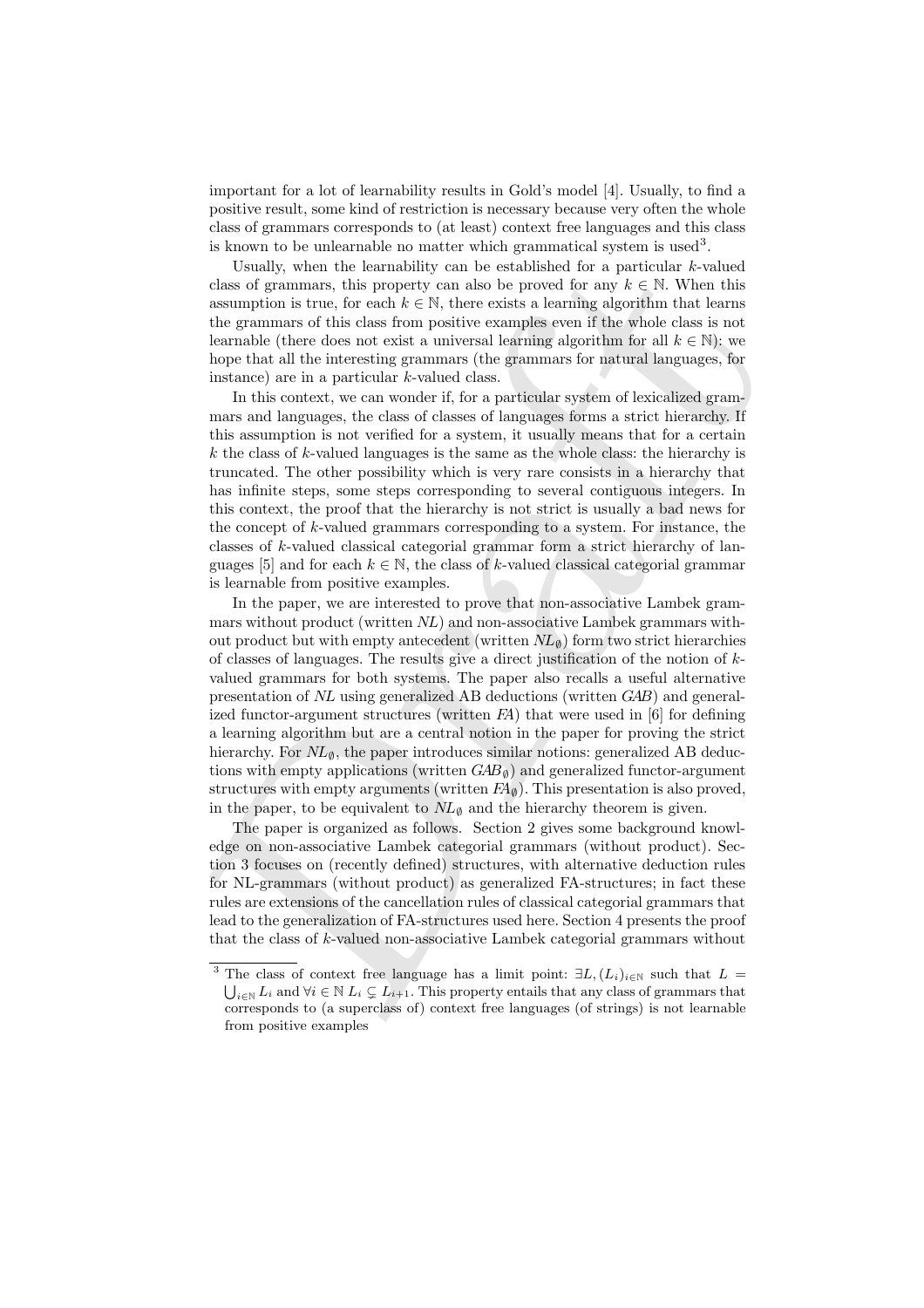important for a lot of learnability results in Gold's model [4]. Usually, to find a positive result, some kind of restriction is necessary because very often the whole class of grammars corresponds to (at least) context free languages and this class is known to be unlearnable no matter which grammatical system is used[3].

Usually, when the learnability can be established for a particular $k$-valued class of grammars, this property can also be proved for any $k \in \mathbb{N}$. When this assumption is true, for each $k \in \mathbb{N}$, there exists a learning algorithm that learns the grammars of this class from positive examples even if the whole class is not learnable (there does not exist a universal learning algorithm for all $k \in \mathbb{N}$): we hope that all the interesting grammars (the grammars for natural languages, for instance) are in a particular $k$-valued class.

In this context, we can wonder if, for a particular system of lexicalized grammars and languages, the class of classes of languages forms a strict hierarchy. If this assumption is not verified for a system, it usually means that for a certain $k$ the class of $k$-valued languages is the same as the whole class: the hierarchy is truncated. The other possibility which is very rare consists in a hierarchy that has infinite steps, some steps corresponding to several contiguous integers. In this context, the proof that the hierarchy is not strict is usually a bad news for the concept of $k$-valued grammars corresponding to a system. For instance, the classes of $k$-valued classical categorial grammar form a strict hierarchy of languages [5] and for each $k \in \mathbb{N}$, the class of $k$-valued classical categorial grammar is learnable from positive examples.

In the paper, we are interested to prove that non-associative Lambek grammars without product (written *NL*) and non-associative Lambek grammars without product but with empty antecedent (written $NL_\emptyset$) form two strict hierarchies of classes of languages. The results give a direct justification of the notion of $k$-valued grammars for both systems. The paper also recalls a useful alternative presentation of *NL* using generalized AB deductions (written *GAB*) and generalized functor-argument structures (written *FA*) that were used in [6] for defining a learning algorithm but are a central notion in the paper for proving the strict hierarchy. For $NL_\emptyset$, the paper introduces similar notions: generalized AB deductions with empty applications (written $GAB_\emptyset$) and generalized functor-argument structures with empty arguments (written $FA_\emptyset$). This presentation is also proved, in the paper, to be equivalent to $NL_\emptyset$ and the hierarchy theorem is given.

The paper is organized as follows. Section 2 gives some background knowledge on non-associative Lambek categorial grammars (without product). Section 3 focuses on (recently defined) structures, with alternative deduction rules for NL-grammars (without product) as generalized FA-structures; in fact these rules are extensions of the cancellation rules of classical categorial grammars that lead to the generalization of FA-structures used here. Section 4 presents the proof that the class of $k$-valued non-associative Lambek categorial grammars without

---

[3] The class of context free language has a limit point: $\exists L, (L_i)_{i\in\mathbb{N}}$ such that $L = \bigcup_{i\in\mathbb{N}} L_i$ and $\forall i \in \mathbb{N}\ L_i \subsetneq L_{i+1}$. This property entails that any class of grammars that corresponds to (a superclass of) context free languages (of strings) is not learnable from positive examples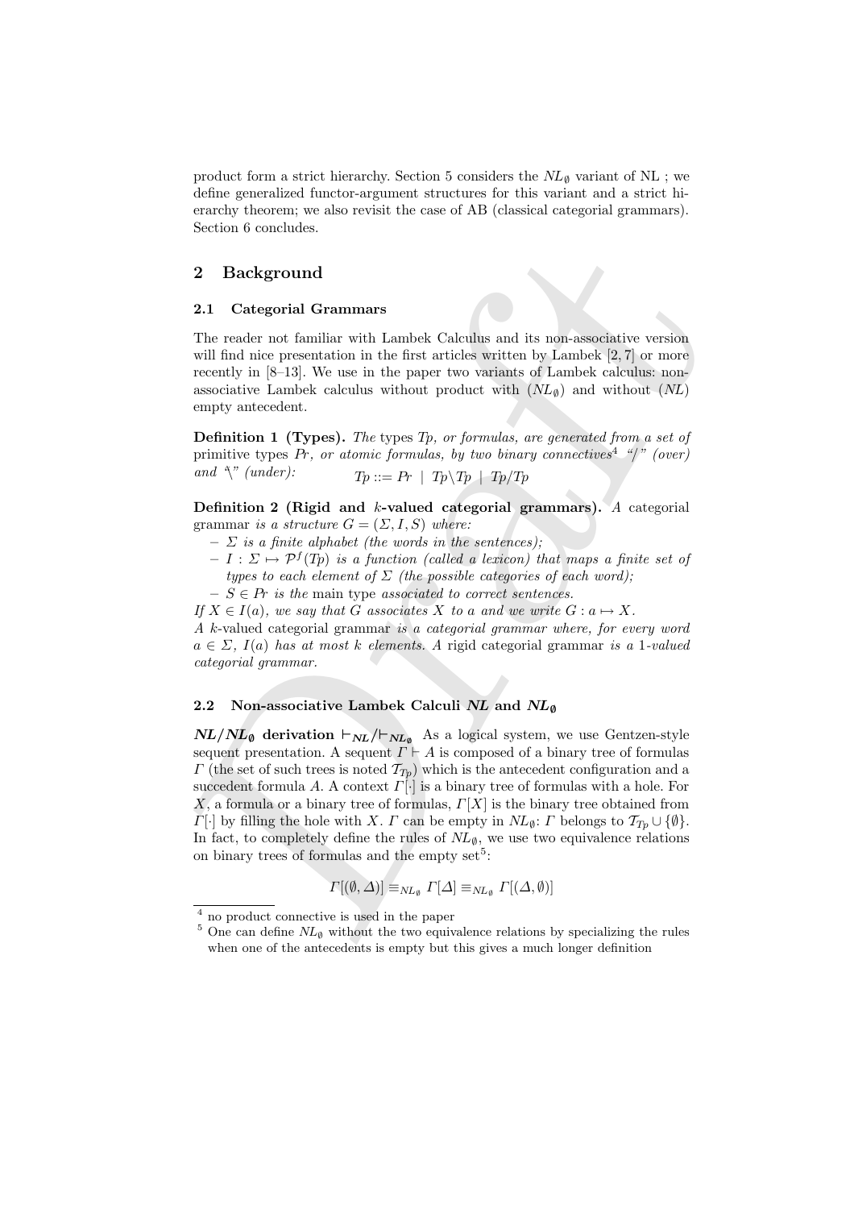product form a strict hierarchy. Section 5 considers the $NL_\emptyset$ variant of NL ; we define generalized functor-argument structures for this variant and a strict hierarchy theorem; we also revisit the case of AB (classical categorial grammars). Section 6 concludes.

## 2 Background

### 2.1 Categorial Grammars

The reader not familiar with Lambek Calculus and its non-associative version will find nice presentation in the first articles written by Lambek [2, 7] or more recently in [8–13]. We use in the paper two variants of Lambek calculus: non-associative Lambek calculus without product with ($NL_\emptyset$) and without ($NL$) empty antecedent.

**Definition 1 (Types).** *The* types $Tp$, *or formulas, are generated from a set of* primitive types $Pr$, *or atomic formulas, by two binary connectives*[4] *"/" (over) and "\" (under):*
$$Tp ::= Pr \mid Tp\backslash Tp \mid Tp/Tp$$

**Definition 2 (Rigid and $k$-valued categorial grammars).** *A* categorial grammar *is a structure $G = (\Sigma, I, S)$ where:*

- *$\Sigma$ is a finite alphabet (the words in the sentences);*
- *$I : \Sigma \mapsto \mathcal{P}^f(Tp)$ is a function (called a lexicon) that maps a finite set of types to each element of $\Sigma$ (the possible categories of each word);*
- *$S \in Pr$ is the* main type *associated to correct sentences.*

*If $X \in I(a)$, we say that $G$ associates $X$ to $a$ and we write $G : a \mapsto X$.*
*A* $k$-valued categorial grammar *is a categorial grammar where, for every word $a \in \Sigma$, $I(a)$ has at most $k$ elements. A* rigid categorial grammar *is a 1-valued categorial grammar.*

### 2.2 Non-associative Lambek Calculi $NL$ and $NL_\emptyset$

**$NL/NL_\emptyset$ derivation $\vdash_{NL}/\vdash_{NL_\emptyset}$** As a logical system, we use Gentzen-style sequent presentation. A sequent $\Gamma \vdash A$ is composed of a binary tree of formulas $\Gamma$ (the set of such trees is noted $\mathcal{T}_{Tp}$) which is the antecedent configuration and a succedent formula $A$. A context $\Gamma[\cdot]$ is a binary tree of formulas with a hole. For $X$, a formula or a binary tree of formulas, $\Gamma[X]$ is the binary tree obtained from $\Gamma[\cdot]$ by filling the hole with $X$. $\Gamma$ can be empty in $NL_\emptyset$: $\Gamma$ belongs to $\mathcal{T}_{Tp} \cup \{\emptyset\}$. In fact, to completely define the rules of $NL_\emptyset$, we use two equivalence relations on binary trees of formulas and the empty set[5]:

$$\Gamma[(\emptyset, \Delta)] \equiv_{NL_\emptyset} \Gamma[\Delta] \equiv_{NL_\emptyset} \Gamma[(\Delta, \emptyset)]$$

[4] no product connective is used in the paper

[5] One can define $NL_\emptyset$ without the two equivalence relations by specializing the rules when one of the antecedents is empty but this gives a much longer definition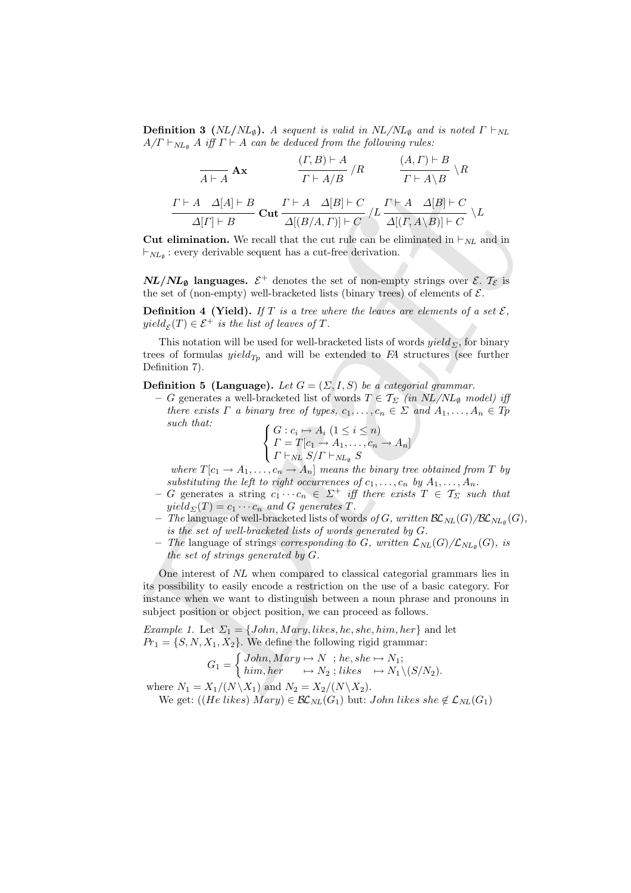**Definition 3 ($NL/NL_\emptyset$).** *A sequent is valid in $NL/NL_\emptyset$ and is noted $\Gamma \vdash_{NL} A / \Gamma \vdash_{NL_\emptyset} A$ iff $\Gamma \vdash A$ can be deduced from the following rules:*

$$\frac{}{A \vdash A}\ \mathbf{Ax} \qquad \frac{(\Gamma, B) \vdash A}{\Gamma \vdash A/B}\ /R \qquad \frac{(A, \Gamma) \vdash B}{\Gamma \vdash A \backslash B}\ \backslash R$$

$$\frac{\Gamma \vdash A \quad \Delta[A] \vdash B}{\Delta[\Gamma] \vdash B}\ \mathbf{Cut} \quad \frac{\Gamma \vdash A \quad \Delta[B] \vdash C}{\Delta[(B/A, \Gamma)] \vdash C}\ /L \quad \frac{\Gamma \vdash A \quad \Delta[B] \vdash C}{\Delta[(\Gamma, A \backslash B)] \vdash C}\ \backslash L$$

**Cut elimination.** We recall that the cut rule can be eliminated in $\vdash_{NL}$ and in $\vdash_{NL_\emptyset}$ : every derivable sequent has a cut-free derivation.

***NL/NL$_\emptyset$* languages.** $\mathcal{E}^+$ denotes the set of non-empty strings over $\mathcal{E}$. $\mathcal{T}_\mathcal{E}$ is the set of (non-empty) well-bracketed lists (binary trees) of elements of $\mathcal{E}$.

**Definition 4 (Yield).** *If $T$ is a tree where the leaves are elements of a set $\mathcal{E}$, $yield_\mathcal{E}(T) \in \mathcal{E}^+$ is the list of leaves of $T$.*

This notation will be used for well-bracketed lists of words $yield_\Sigma$, for binary trees of formulas $yield_{Tp}$ and will be extended to *FA* structures (see further Definition 7).

**Definition 5 (Language).** *Let $G = (\Sigma, I, S)$ be a categorial grammar.*

- *$G$ generates a well-bracketed list of words $T \in \mathcal{T}_\Sigma$ (in $NL/NL_\emptyset$ model) iff there exists $\Gamma$ a binary tree of types, $c_1, \dots, c_n \in \Sigma$ and $A_1, \dots, A_n \in Tp$ such that:*
$$\begin{cases} G : c_i \mapsto A_i \ (1 \leq i \leq n) \\ \Gamma = T[c_1 \to A_1, \dots, c_n \to A_n] \\ \Gamma \vdash_{NL} S / \Gamma \vdash_{NL_\emptyset} S \end{cases}$$
*where $T[c_1 \to A_1, \dots, c_n \to A_n]$ means the binary tree obtained from $T$ by substituting the left to right occurrences of $c_1, \dots, c_n$ by $A_1, \dots, A_n$.*
- *$G$ generates a string $c_1 \cdots c_n \in \Sigma^+$ iff there exists $T \in \mathcal{T}_\Sigma$ such that $yield_\Sigma(T) = c_1 \cdots c_n$ and $G$ generates $T$.*
- *The* language of well-bracketed lists of words *of $G$, written $\mathcal{BL}_{NL}(G)/\mathcal{BL}_{NL_\emptyset}(G)$, is the set of well-bracketed lists of words generated by $G$.*
- *The* language of strings *corresponding to $G$, written $\mathcal{L}_{NL}(G)/\mathcal{L}_{NL_\emptyset}(G)$, is the set of strings generated by $G$.*

One interest of *NL* when compared to classical categorial grammars lies in its possibility to easily encode a restriction on the use of a basic category. For instance when we want to distinguish between a noun phrase and pronouns in subject position or object position, we can proceed as follows.

*Example 1.* Let $\Sigma_1 = \{John, Mary, likes, he, she, him, her\}$ and let $Pr_1 = \{S, N, X_1, X_2\}$. We define the following rigid grammar:

$$G_1 = \begin{cases} John, Mary \mapsto N \ ; he, she \mapsto N_1; \\ him, her \quad \mapsto N_2 \ ; likes \quad \mapsto N_1 \backslash (S/N_2). \end{cases}$$

where $N_1 = X_1/(N \backslash X_1)$ and $N_2 = X_2/(N \backslash X_2)$.

We get: $((He\ likes)\ Mary) \in \mathcal{BL}_{NL}(G_1)$ but: $John\ likes\ she \notin \mathcal{L}_{NL}(G_1)$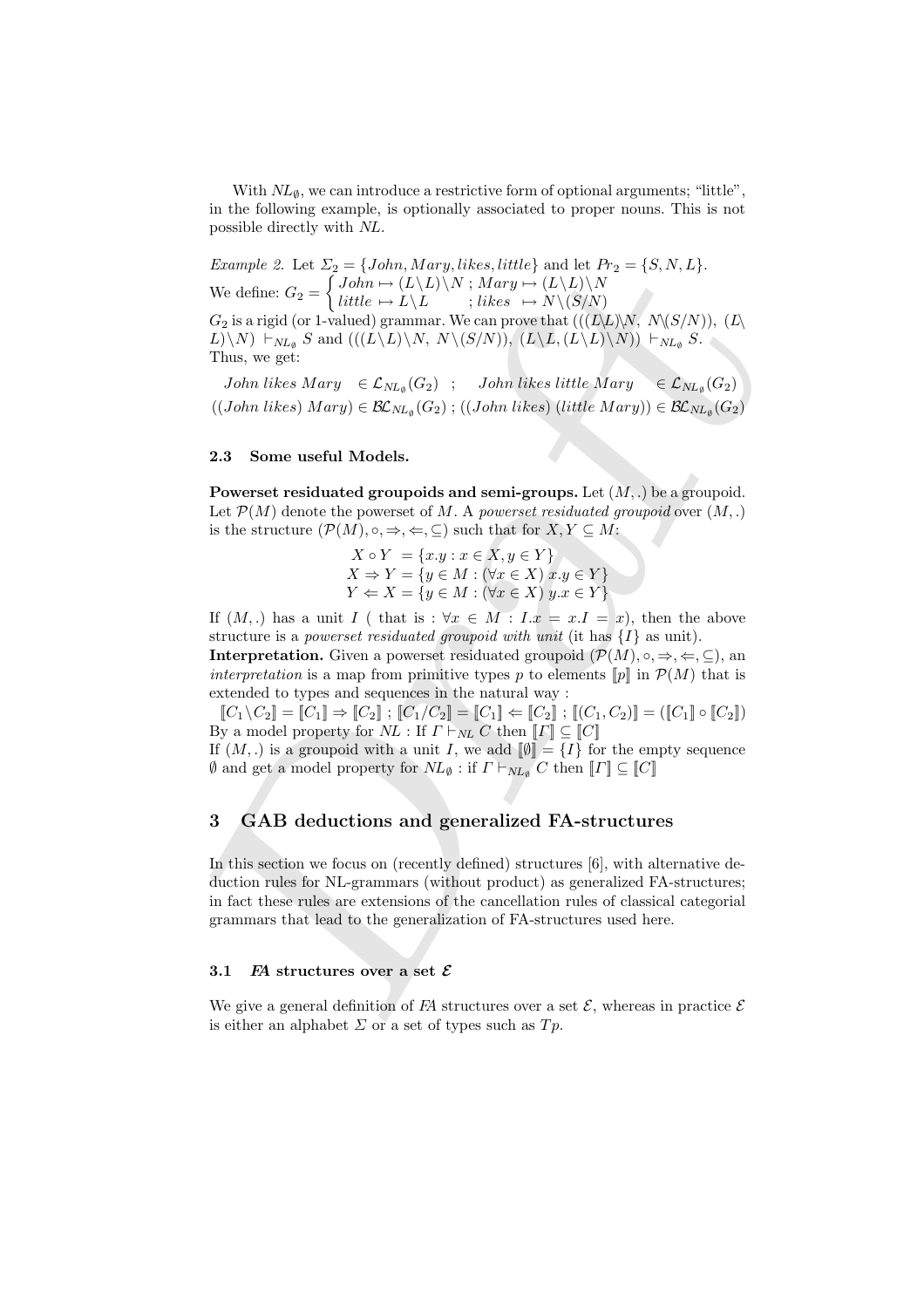With $NL_\emptyset$, we can introduce a restrictive form of optional arguments; "little", in the following example, is optionally associated to proper nouns. This is not possible directly with *NL*.

*Example 2.* Let $\Sigma_2 = \{John, Mary, likes, little\}$ and let $Pr_2 = \{S, N, L\}$.
We define: $G_2 = \begin{cases} John \mapsto (L\backslash L)\backslash N \; ; \; Mary \mapsto (L\backslash L)\backslash N \\ little \mapsto L\backslash L \quad\quad ; \; likes \;\; \mapsto N\backslash (S/N) \end{cases}$
$G_2$ is a rigid (or 1-valued) grammar. We can prove that $(((L\backslash L)\backslash N,\ N\backslash(S/N)),\ (L\backslash L)\backslash N) \vdash_{NL_\emptyset} S$ and $(((L\backslash L)\backslash N,\ N\backslash(S/N)),\ (L\backslash L, (L\backslash L)\backslash N)) \vdash_{NL_\emptyset} S$.
Thus, we get:

$$John\ likes\ Mary \ \in \mathcal{L}_{NL_\emptyset}(G_2) \quad ; \quad John\ likes\ little\ Mary \ \in \mathcal{L}_{NL_\emptyset}(G_2)$$
$$((John\ likes)\ Mary) \in \mathcal{BL}_{NL_\emptyset}(G_2) \; ; \; ((John\ likes)\ (little\ Mary)) \in \mathcal{BL}_{NL_\emptyset}(G_2)$$

### 2.3 Some useful Models.

**Powerset residuated groupoids and semi-groups.** Let $(M, .)$ be a groupoid. Let $\mathcal{P}(M)$ denote the powerset of $M$. A *powerset residuated groupoid* over $(M, .)$ is the structure $(\mathcal{P}(M), \circ, \Rightarrow, \Leftarrow, \subseteq)$ such that for $X, Y \subseteq M$:

$$\begin{aligned} X \circ Y &= \{x.y : x \in X, y \in Y\} \\ X \Rightarrow Y &= \{y \in M : (\forall x \in X)\ x.y \in Y\} \\ Y \Leftarrow X &= \{y \in M : (\forall x \in X)\ y.x \in Y\} \end{aligned}$$

If $(M, .)$ has a unit $I$ ( that is : $\forall x \in M : I.x = x.I = x$), then the above structure is a *powerset residuated groupoid with unit* (it has $\{I\}$ as unit).
**Interpretation.** Given a powerset residuated groupoid $(\mathcal{P}(M), \circ, \Rightarrow, \Leftarrow, \subseteq)$, an *interpretation* is a map from primitive types $p$ to elements $[\![p]\!]$ in $\mathcal{P}(M)$ that is extended to types and sequences in the natural way :
$[\![C_1\backslash C_2]\!] = [\![C_1]\!] \Rightarrow [\![C_2]\!]$ ; $[\![C_1/C_2]\!] = [\![C_1]\!] \Leftarrow [\![C_2]\!]$ ; $[\![(C_1, C_2)]\!] = ([\![C_1]\!] \circ [\![C_2]\!])$
By a model property for *NL* : If $\Gamma \vdash_{NL} C$ then $[\![\Gamma]\!] \subseteq [\![C]\!]$
If $(M, .)$ is a groupoid with a unit $I$, we add $[\![\emptyset]\!] = \{I\}$ for the empty sequence $\emptyset$ and get a model property for $NL_\emptyset$ : if $\Gamma \vdash_{NL_\emptyset} C$ then $[\![\Gamma]\!] \subseteq [\![C]\!]$

## 3 GAB deductions and generalized FA-structures

In this section we focus on (recently defined) structures [6], with alternative deduction rules for NL-grammars (without product) as generalized FA-structures; in fact these rules are extensions of the cancellation rules of classical categorial grammars that lead to the generalization of FA-structures used here.

### 3.1 *FA* structures over a set $\mathcal{E}$

We give a general definition of *FA* structures over a set $\mathcal{E}$, whereas in practice $\mathcal{E}$ is either an alphabet $\Sigma$ or a set of types such as $Tp$.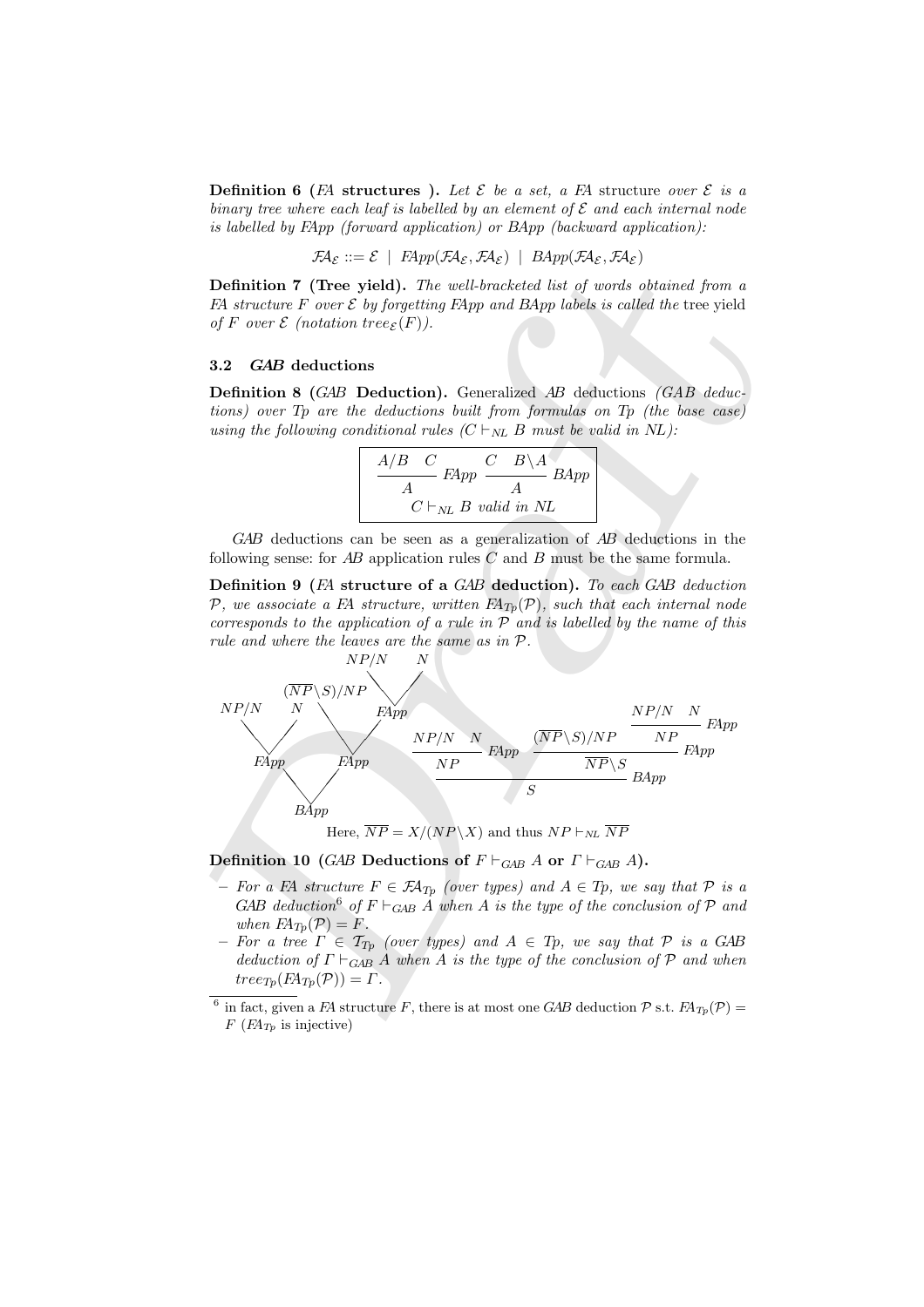**Definition 6 (*FA* structures ).** *Let $\mathcal{E}$ be a set, a FA* structure *over $\mathcal{E}$ is a binary tree where each leaf is labelled by an element of $\mathcal{E}$ and each internal node is labelled by FApp (forward application) or BApp (backward application):*

$$\mathcal{FA}_{\mathcal{E}} ::= \mathcal{E} \ | \ FApp(\mathcal{FA}_{\mathcal{E}}, \mathcal{FA}_{\mathcal{E}}) \ | \ BApp(\mathcal{FA}_{\mathcal{E}}, \mathcal{FA}_{\mathcal{E}})$$

**Definition 7 (Tree yield).** *The well-bracketed list of words obtained from a FA structure $F$ over $\mathcal{E}$ by forgetting FApp and BApp labels is called the* tree yield *of $F$ over $\mathcal{E}$ (notation $tree_{\mathcal{E}}(F)$).*

### 3.2 *GAB* deductions

**Definition 8 (*GAB* Deduction).** Generalized *AB* deductions *(GAB deductions) over Tp are the deductions built from formulas on Tp (the base case) using the following conditional rules ($C \vdash_{NL} B$ must be valid in NL):*

$$\frac{A/B \quad C}{A} \ FApp \qquad \frac{C \quad B\backslash A}{A} \ BApp$$
$$C \vdash_{NL} B \text{ valid in } NL$$

*GAB* deductions can be seen as a generalization of *AB* deductions in the following sense: for *AB* application rules $C$ and $B$ must be the same formula.

**Definition 9 (*FA* structure of a *GAB* deduction).** *To each GAB deduction $\mathcal{P}$, we associate a FA structure, written $FA_{Tp}(\mathcal{P})$, such that each internal node corresponds to the application of a rule in $\mathcal{P}$ and is labelled by the name of this rule and where the leaves are the same as in $\mathcal{P}$.*

$$BApp(FApp(NP/N,\ N),\ FApp((\overline{NP}\backslash S)/NP,\ FApp(NP/N,\ N)))$$

$$\dfrac{\dfrac{NP/N \quad N}{NP}\ FApp \qquad \dfrac{(\overline{NP}\backslash S)/NP \qquad \dfrac{NP/N \quad N}{NP}\ FApp}{\overline{NP}\backslash S}\ FApp}{S}\ BApp$$

Here, $\overline{NP} = X/(NP\backslash X)$ and thus $NP \vdash_{NL} \overline{NP}$

**Definition 10 (*GAB* Deductions of $F \vdash_{GAB} A$ or $\Gamma \vdash_{GAB} A$).**

- *For a FA structure $F \in \mathcal{FA}_{Tp}$ (over types) and $A \in Tp$, we say that $\mathcal{P}$ is a GAB deduction[6] of $F \vdash_{GAB} A$ when $A$ is the type of the conclusion of $\mathcal{P}$ and when $FA_{Tp}(\mathcal{P}) = F$.*
- *For a tree $\Gamma \in \mathcal{T}_{Tp}$ (over types) and $A \in Tp$, we say that $\mathcal{P}$ is a GAB deduction of $\Gamma \vdash_{GAB} A$ when $A$ is the type of the conclusion of $\mathcal{P}$ and when $tree_{Tp}(FA_{Tp}(\mathcal{P})) = \Gamma$.*

[6] in fact, given a *FA* structure $F$, there is at most one *GAB* deduction $\mathcal{P}$ s.t. $FA_{Tp}(\mathcal{P}) = F$ ($FA_{Tp}$ is injective)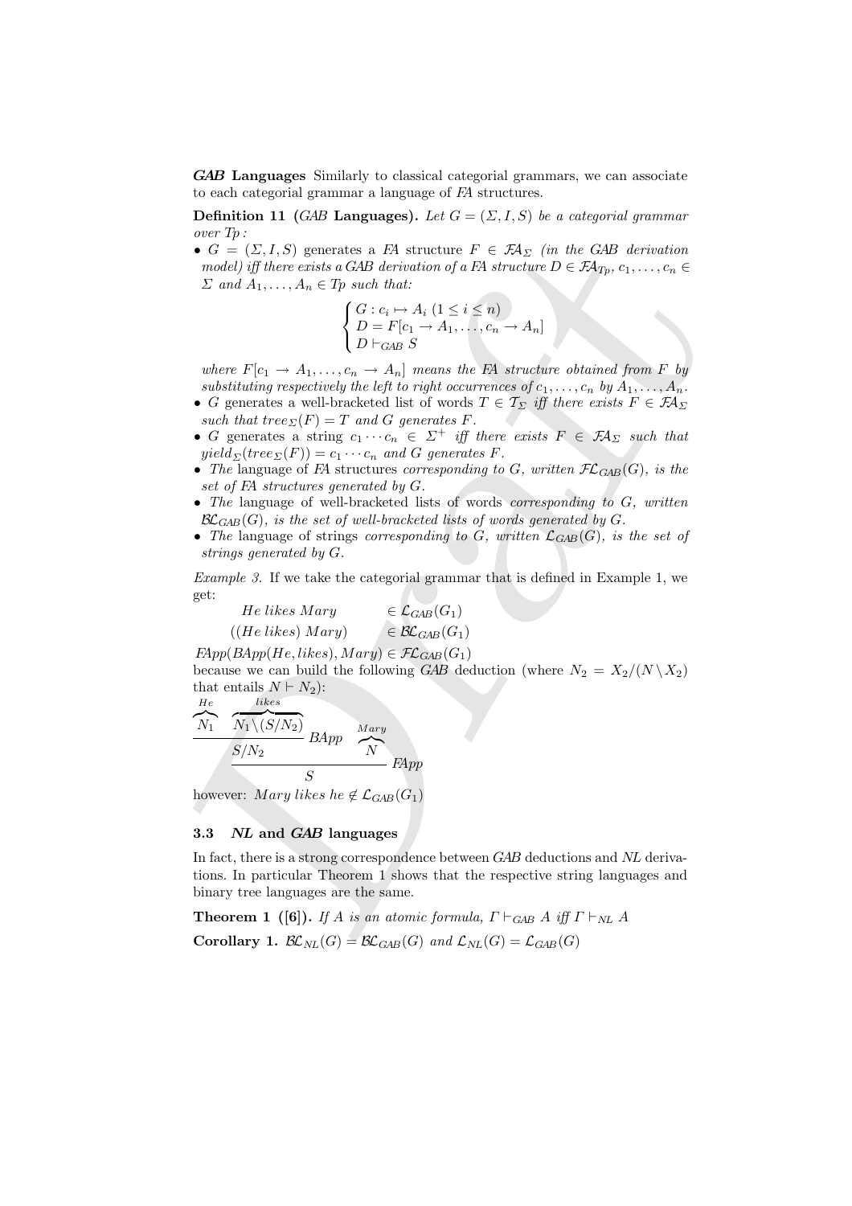***GAB* Languages** Similarly to classical categorial grammars, we can associate to each categorial grammar a language of *FA* structures.

**Definition 11** **(*GAB* Languages).** *Let $G = (\Sigma, I, S)$ be a categorial grammar over Tp :*

- *$G = (\Sigma, I, S)$ generates a FA structure $F \in \mathcal{FA}_\Sigma$ (in the GAB derivation model) iff there exists a GAB derivation of a FA structure $D \in \mathcal{FA}_{Tp}$, $c_1, \ldots, c_n \in \Sigma$ and $A_1, \ldots, A_n \in Tp$ such that:*

$$\begin{cases} G : c_i \mapsto A_i \ (1 \leq i \leq n) \\ D = F[c_1 \to A_1, \ldots, c_n \to A_n] \\ D \vdash_{GAB} S \end{cases}$$

  *where $F[c_1 \to A_1, \ldots, c_n \to A_n]$ means the FA structure obtained from $F$ by substituting respectively the left to right occurrences of $c_1, \ldots, c_n$ by $A_1, \ldots, A_n$.*
- *$G$ generates a well-bracketed list of words $T \in \mathcal{T}_\Sigma$ iff there exists $F \in \mathcal{FA}_\Sigma$ such that $tree_\Sigma(F) = T$ and $G$ generates $F$.*
- *$G$ generates a string $c_1 \cdots c_n \in \Sigma^+$ iff there exists $F \in \mathcal{FA}_\Sigma$ such that $yield_\Sigma(tree_\Sigma(F)) = c_1 \cdots c_n$ and $G$ generates $F$.*
- *The* language of *FA* structures *corresponding to $G$, written $\mathcal{FL}_{GAB}(G)$, is the set of FA structures generated by $G$.*
- *The* language of well-bracketed lists of words *corresponding to $G$, written $\mathcal{BL}_{GAB}(G)$, is the set of well-bracketed lists of words generated by $G$.*
- *The* language of strings *corresponding to $G$, written $\mathcal{L}_{GAB}(G)$, is the set of strings generated by $G$.*

*Example 3.* If we take the categorial grammar that is defined in Example 1, we get:

$$He\ likes\ Mary \qquad \in \mathcal{L}_{GAB}(G_1)$$

$$((He\ likes)\ Mary) \qquad \in \mathcal{BL}_{GAB}(G_1)$$

$FApp(BApp(He, likes), Mary) \in \mathcal{FL}_{GAB}(G_1)$

because we can build the following *GAB* deduction (where $N_2 = X_2/(N \backslash X_2)$ that entails $N \vdash N_2$):

$$\dfrac{\dfrac{\overbrace{N_1}^{He} \quad \overbrace{N_1 \backslash (S/N_2)}^{likes}}{S/N_2}\ BApp \qquad \overbrace{N}^{Mary}}{S}\ FApp$$

however: $Mary\ likes\ he \notin \mathcal{L}_{GAB}(G_1)$

### 3.3 *NL* and *GAB* languages

In fact, there is a strong correspondence between *GAB* deductions and *NL* derivations. In particular Theorem 1 shows that the respective string languages and binary tree languages are the same.

**Theorem 1** **([6]).** *If $A$ is an atomic formula, $\Gamma \vdash_{GAB} A$ iff $\Gamma \vdash_{NL} A$*

**Corollary 1.** *$\mathcal{BL}_{NL}(G) = \mathcal{BL}_{GAB}(G)$ and $\mathcal{L}_{NL}(G) = \mathcal{L}_{GAB}(G)$*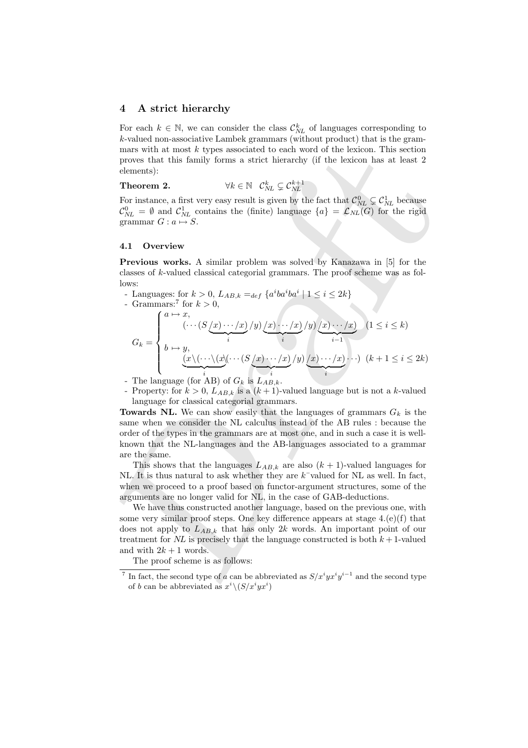## 4 A strict hierarchy

For each $k \in \mathbb{N}$, we can consider the class $\mathcal{C}^k_{NL}$ of languages corresponding to $k$-valued non-associative Lambek grammars (without product) that is the grammars with at most $k$ types associated to each word of the lexicon. This section proves that this family forms a strict hierarchy (if the lexicon has at least 2 elements):

**Theorem 2.** $\quad \forall k \in \mathbb{N} \quad \mathcal{C}^k_{NL} \subsetneq \mathcal{C}^{k+1}_{NL}$

For instance, a first very easy result is given by the fact that $\mathcal{C}^0_{NL} \subsetneq \mathcal{C}^1_{NL}$ because $\mathcal{C}^0_{NL} = \emptyset$ and $\mathcal{C}^1_{NL}$ contains the (finite) language $\{a\} = \mathcal{L}_{NL}(G)$ for the rigid grammar $G : a \mapsto S$.

### 4.1 Overview

**Previous works.** A similar problem was solved by Kanazawa in [5] for the classes of $k$-valued classical categorial grammars. The proof scheme was as follows:

- Languages: for $k > 0$, $L_{AB,k} =_{def} \{a^i b a^i b a^i \mid 1 \leq i \leq 2k\}$
- Grammars:[7] for $k > 0$,

$$G_k = \begin{cases} a \mapsto x, \\ \qquad (\cdots(S \underbrace{/x) \cdots /x)}_{i} /y) \underbrace{/x) \cdots /x)}_{i} /y) \underbrace{/x) \cdots /x)}_{i-1} \quad (1 \leq i \leq k) \\ b \mapsto y, \\ \qquad \underbrace{(x \backslash (\cdots \backslash (x}_{i} \backslash (\cdots (S \underbrace{/x) \cdots /x)}_{i} /y) \underbrace{/x) \cdots /x)}_{i} \cdots) \quad (k+1 \leq i \leq 2k) \end{cases}$$

- The language (for AB) of $G_k$ is $L_{AB,k}$.
- Property: for $k > 0$, $L_{AB,k}$ is a $(k+1)$-valued language but is not a $k$-valued language for classical categorial grammars.

**Towards NL.** We can show easily that the languages of grammars $G_k$ is the same when we consider the NL calculus instead of the AB rules : because the order of the types in the grammars are at most one, and in such a case it is well-known that the NL-languages and the AB-languages associated to a grammar are the same.

This shows that the languages $L_{AB,k}$ are also $(k+1)$-valued languages for NL. It is thus natural to ask whether they are $k^-$valued for NL as well. In fact, when we proceed to a proof based on functor-argument structures, some of the arguments are no longer valid for NL, in the case of GAB-deductions.

We have thus constructed another language, based on the previous one, with some very similar proof steps. One key difference appears at stage 4.(e)(f) that does not apply to $L_{AB,k}$ that has only $2k$ words. An important point of our treatment for *NL* is precisely that the language constructed is both $k+1$-valued and with $2k+1$ words.

The proof scheme is as follows:

[7] In fact, the second type of $a$ can be abbreviated as $S/x^i y x^i y^{i-1}$ and the second type of $b$ can be abbreviated as $x^i \backslash (S/x^i y x^i)$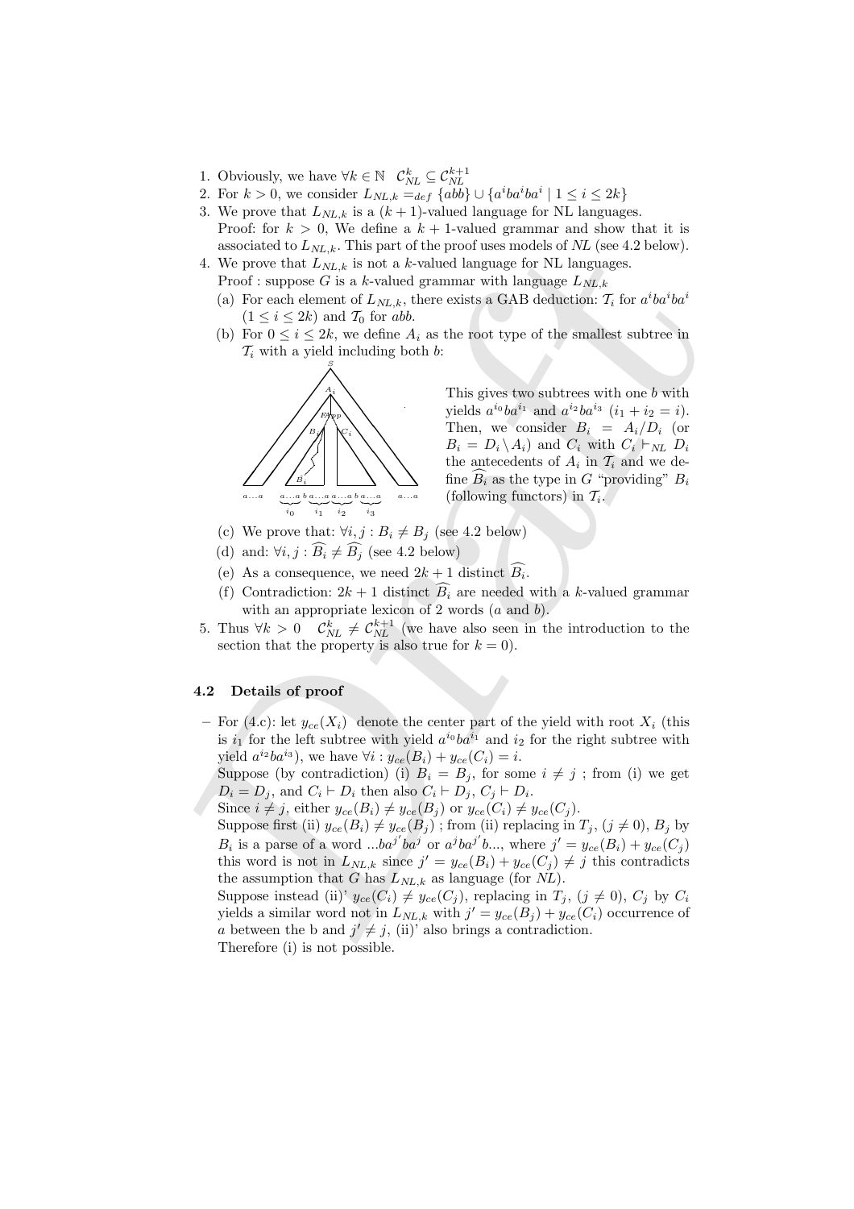1. Obviously, we have $\forall k \in \mathbb{N} \quad \mathcal{C}^k_{NL} \subseteq \mathcal{C}^{k+1}_{NL}$
2. For $k > 0$, we consider $L_{NL,k} =_{def} \{abb\} \cup \{a^i ba^i ba^i \mid 1 \leq i \leq 2k\}$
3. We prove that $L_{NL,k}$ is a $(k+1)$-valued language for NL languages.
   Proof: for $k > 0$, We define a $k+1$-valued grammar and show that it is associated to $L_{NL,k}$. This part of the proof uses models of *NL* (see 4.2 below).
4. We prove that $L_{NL,k}$ is not a $k$-valued language for NL languages.
   Proof : suppose $G$ is a $k$-valued grammar with language $L_{NL,k}$
   (a) For each element of $L_{NL,k}$, there exists a GAB deduction: $\mathcal{T}_i$ for $a^i ba^i ba^i$ $(1 \leq i \leq 2k)$ and $\mathcal{T}_0$ for $abb$.
   (b) For $0 \leq i \leq 2k$, we define $A_i$ as the root type of the smallest subtree in $\mathcal{T}_i$ with a yield including both $b$:

   This gives two subtrees with one $b$ with yields $a^{i_0}ba^{i_1}$ and $a^{i_2}ba^{i_3}$ $(i_1 + i_2 = i)$. Then, we consider $B_i = A_i / D_i$ (or $B_i = D_i \backslash A_i$) and $C_i$ with $C_i \vdash_{NL} D_i$ the antecedents of $A_i$ in $\mathcal{T}_i$ and we define $\widehat{B_i}$ as the type in $G$ "providing" $B_i$ (following functors) in $\mathcal{T}_i$.

   (c) We prove that: $\forall i, j : B_i \neq B_j$ (see 4.2 below)
   (d) and: $\forall i, j : \widehat{B_i} \neq \widehat{B_j}$ (see 4.2 below)
   (e) As a consequence, we need $2k+1$ distinct $\widehat{B_i}$.
   (f) Contradiction: $2k+1$ distinct $\widehat{B_i}$ are needed with a $k$-valued grammar with an appropriate lexicon of 2 words ($a$ and $b$).
5. Thus $\forall k > 0 \quad \mathcal{C}^k_{NL} \neq \mathcal{C}^{k+1}_{NL}$ (we have also seen in the introduction to the section that the property is also true for $k = 0$).

## 4.2 Details of proof

– For (4.c): let $y_{ce}(X_i)$ denote the center part of the yield with root $X_i$ (this is $i_1$ for the left subtree with yield $a^{i_0}ba^{i_1}$ and $i_2$ for the right subtree with yield $a^{i_2}ba^{i_3}$), we have $\forall i : y_{ce}(B_i) + y_{ce}(C_i) = i$.
  Suppose (by contradiction) (i) $B_i = B_j$, for some $i \neq j$ ; from (i) we get $D_i = D_j$, and $C_i \vdash D_i$ then also $C_i \vdash D_j$, $C_j \vdash D_i$.
  Since $i \neq j$, either $y_{ce}(B_i) \neq y_{ce}(B_j)$ or $y_{ce}(C_i) \neq y_{ce}(C_j)$.
  Suppose first (ii) $y_{ce}(B_i) \neq y_{ce}(B_j)$ ; from (ii) replacing in $T_j$, $(j \neq 0)$, $B_j$ by $B_i$ is a parse of a word $...ba^{j'}ba^j$ or $a^j ba^{j'} b...$, where $j' = y_{ce}(B_i) + y_{ce}(C_j)$ this word is not in $L_{NL,k}$ since $j' = y_{ce}(B_i) + y_{ce}(C_j) \neq j$ this contradicts the assumption that $G$ has $L_{NL,k}$ as language (for *NL*).
  Suppose instead (ii)' $y_{ce}(C_i) \neq y_{ce}(C_j)$, replacing in $T_j$, $(j \neq 0)$, $C_j$ by $C_i$ yields a similar word not in $L_{NL,k}$ with $j' = y_{ce}(B_j) + y_{ce}(C_i)$ occurrence of $a$ between the b and $j' \neq j$, (ii)' also brings a contradiction.
  Therefore (i) is not possible.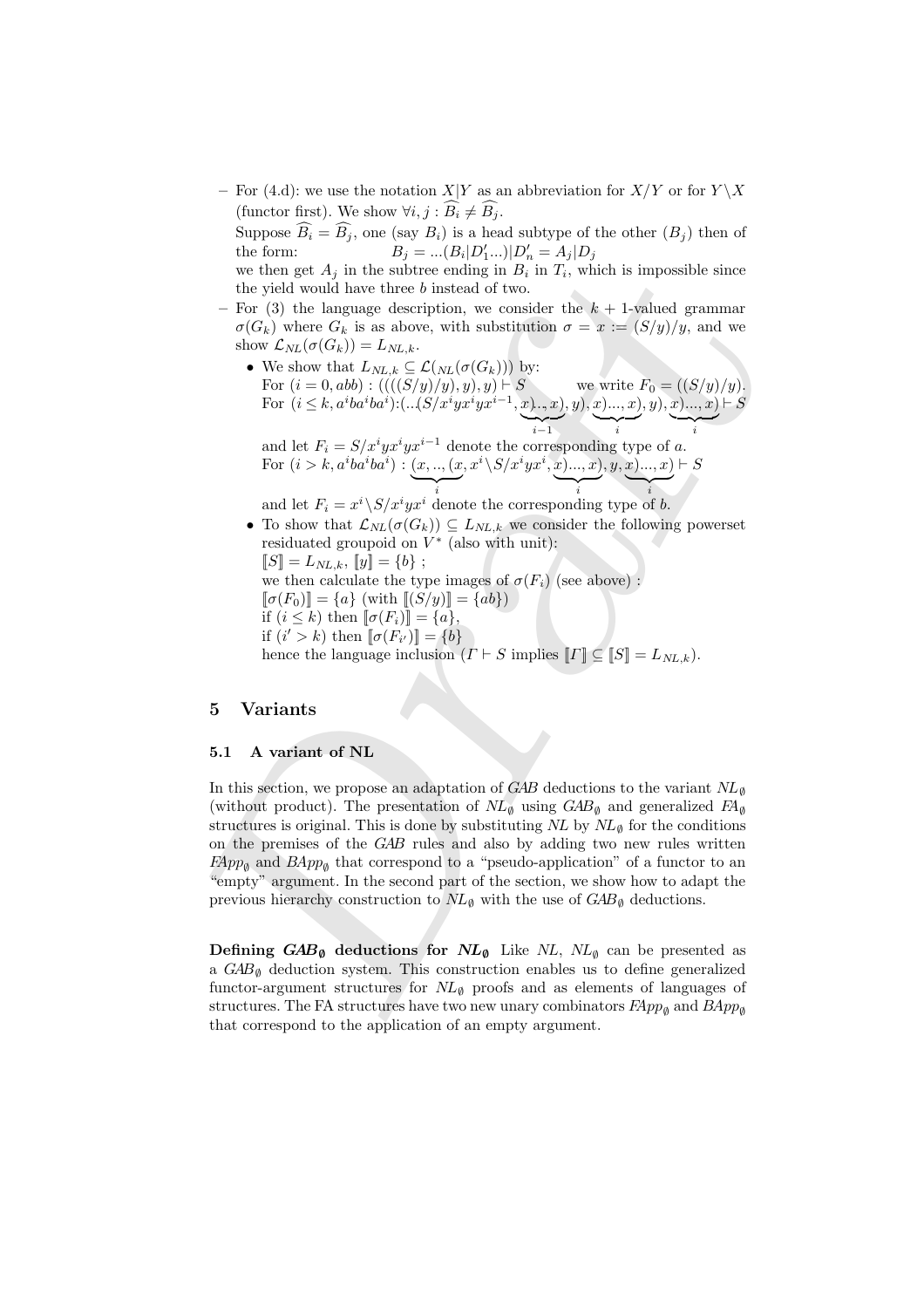– For (4.d): we use the notation $X|Y$ as an abbreviation for $X/Y$ or for $Y\backslash X$ (functor first). We show $\forall i, j : \widehat{B_i} \neq \widehat{B_j}$.
  Suppose $\widehat{B_i} = \widehat{B_j}$, one (say $B_i$) is a head subtype of the other ($B_j$) then of the form: $\quad B_j = ...(B_i|D'_1...)|D'_n = A_j|D_j$
  we then get $A_j$ in the subtree ending in $B_i$ in $T_i$, which is impossible since the yield would have three $b$ instead of two.

– For (3) the language description, we consider the $k+1$-valued grammar $\sigma(G_k)$ where $G_k$ is as above, with substitution $\sigma = x := (S/y)/y$, and we show $\mathcal{L}_{NL}(\sigma(G_k)) = L_{NL,k}$.
  - We show that $L_{NL,k} \subseteq \mathcal{L}(_{NL}(\sigma(G_k)))$ by:
    For $(i = 0, abb)$ : $((((S/y)/y), y), y) \vdash S \quad$ we write $F_0 = ((S/y)/y)$.
    For $(i \leq k, a^iba^iba^i)$:$(..(S/x^iyx^iyx^{i-1}, \underbrace{x)..,x)}_{i-1}, y), \underbrace{x)...,x)}_{i}, y), \underbrace{x)...,x)}_{i} \vdash S$
    and let $F_i = S/x^iyx^iyx^{i-1}$ denote the corresponding type of $a$.
    For $(i > k, a^iba^iba^i)$ : $\underbrace{(x,..,(x}_{i}, x^i\backslash S/x^iyx^i, \underbrace{x)...,x)}_{i}, y, \underbrace{x)...,x)}_{i} \vdash S$
    and let $F_i = x^i\backslash S/x^iyx^i$ denote the corresponding type of $b$.
  - To show that $\mathcal{L}_{NL}(\sigma(G_k)) \subseteq L_{NL,k}$ we consider the following powerset residuated groupoid on $V^*$ (also with unit):
    $[\![S]\!] = L_{NL,k}$, $[\![y]\!] = \{b\}$ ;
    we then calculate the type images of $\sigma(F_i)$ (see above) :
    $[\![\sigma(F_0)]\!] = \{a\}$ (with $[\![(S/y)]\!] = \{ab\}$)
    if $(i \leq k)$ then $[\![\sigma(F_i)]\!] = \{a\}$,
    if $(i' > k)$ then $[\![\sigma(F_{i'})]\!] = \{b\}$
    hence the language inclusion ($\Gamma \vdash S$ implies $[\![\Gamma]\!] \subseteq [\![S]\!] = L_{NL,k}$).

## 5 Variants

### 5.1 A variant of NL

In this section, we propose an adaptation of *GAB* deductions to the variant $NL_\emptyset$ (without product). The presentation of $NL_\emptyset$ using $GAB_\emptyset$ and generalized $FA_\emptyset$ structures is original. This is done by substituting *NL* by $NL_\emptyset$ for the conditions on the premises of the *GAB* rules and also by adding two new rules written $FApp_\emptyset$ and $BApp_\emptyset$ that correspond to a "pseudo-application" of a functor to an "empty" argument. In the second part of the section, we show how to adapt the previous hierarchy construction to $NL_\emptyset$ with the use of $GAB_\emptyset$ deductions.

**Defining $GAB_\emptyset$ deductions for $NL_\emptyset$** Like *NL*, $NL_\emptyset$ can be presented as a $GAB_\emptyset$ deduction system. This construction enables us to define generalized functor-argument structures for $NL_\emptyset$ proofs and as elements of languages of structures. The FA structures have two new unary combinators $FApp_\emptyset$ and $BApp_\emptyset$ that correspond to the application of an empty argument.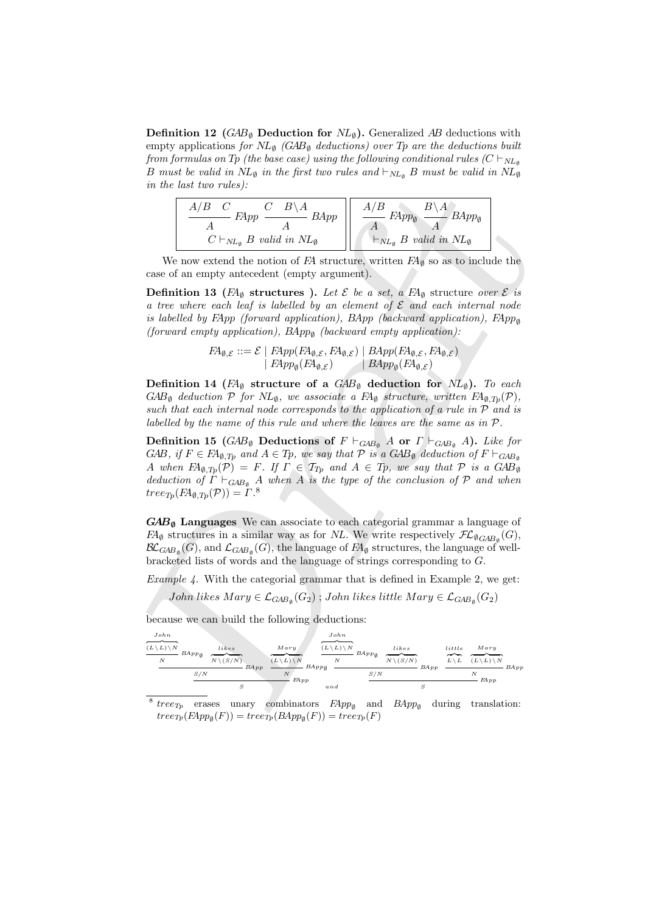**Definition 12 ($GAB_\emptyset$ Deduction for $NL_\emptyset$).** Generalized *AB* deductions with empty applications *for $NL_\emptyset$ ($GAB_\emptyset$ deductions) over Tp are the deductions built from formulas on Tp (the base case) using the following conditional rules ($C \vdash_{NL_\emptyset} B$ must be valid in $NL_\emptyset$ in the first two rules and $\vdash_{NL_\emptyset} B$ must be valid in $NL_\emptyset$ in the last two rules):*

$$\frac{A/B \quad C}{A}\ FApp \qquad \frac{C \quad B\backslash A}{A}\ BApp \qquad C \vdash_{NL_\emptyset} B \text{ valid in } NL_\emptyset$$

$$\frac{A/B}{A}\ FApp_\emptyset \qquad \frac{B\backslash A}{A}\ BApp_\emptyset \qquad \vdash_{NL_\emptyset} B \text{ valid in } NL_\emptyset$$

We now extend the notion of *FA* structure, written $FA_\emptyset$ so as to include the case of an empty antecedent (empty argument).

**Definition 13 ($FA_\emptyset$ structures ).** *Let $\mathcal{E}$ be a set, a $FA_\emptyset$ structure over $\mathcal{E}$ is a tree where each leaf is labelled by an element of $\mathcal{E}$ and each internal node is labelled by FApp (forward application), BApp (backward application), $FApp_\emptyset$ (forward empty application), $BApp_\emptyset$ (backward empty application):*

$$FA_{\emptyset,\mathcal{E}} ::= \mathcal{E} \mid FApp(FA_{\emptyset,\mathcal{E}}, FA_{\emptyset,\mathcal{E}}) \mid BApp(FA_{\emptyset,\mathcal{E}}, FA_{\emptyset,\mathcal{E}}) \mid FApp_\emptyset(FA_{\emptyset,\mathcal{E}}) \mid BApp_\emptyset(FA_{\emptyset,\mathcal{E}})$$

**Definition 14 ($FA_\emptyset$ structure of a $GAB_\emptyset$ deduction for $NL_\emptyset$).** *To each $GAB_\emptyset$ deduction $\mathcal{P}$ for $NL_\emptyset$, we associate a $FA_\emptyset$ structure, written $FA_{\emptyset,Tp}(\mathcal{P})$, such that each internal node corresponds to the application of a rule in $\mathcal{P}$ and is labelled by the name of this rule and where the leaves are the same as in $\mathcal{P}$.*

**Definition 15 ($GAB_\emptyset$ Deductions of $F \vdash_{GAB_\emptyset} A$ or $\Gamma \vdash_{GAB_\emptyset} A$).** *Like for GAB, if $F \in FA_{\emptyset,Tp}$ and $A \in Tp$, we say that $\mathcal{P}$ is a $GAB_\emptyset$ deduction of $F \vdash_{GAB_\emptyset} A$ when $FA_{\emptyset,Tp}(\mathcal{P}) = F$. If $\Gamma \in \mathcal{T}_{Tp}$ and $A \in Tp$, we say that $\mathcal{P}$ is a $GAB_\emptyset$ deduction of $\Gamma \vdash_{GAB_\emptyset} A$ when $A$ is the type of the conclusion of $\mathcal{P}$ and when $tree_{Tp}(FA_{\emptyset,Tp}(\mathcal{P})) = \Gamma$.*[8]

***$GAB_\emptyset$* Languages** We can associate to each categorial grammar a language of $FA_\emptyset$ structures in a similar way as for *NL*. We write respectively $\mathcal{FL}_{\emptyset GAB_\emptyset}(G)$, $\mathcal{BL}_{GAB_\emptyset}(G)$, and $\mathcal{L}_{GAB_\emptyset}(G)$, the language of $FA_\emptyset$ structures, the language of well-bracketed lists of words and the language of strings corresponding to $G$.

*Example 4.* With the categorial grammar that is defined in Example 2, we get:

$$John\ likes\ Mary \in \mathcal{L}_{GAB_\emptyset}(G_2)\ ;\ John\ likes\ little\ Mary \in \mathcal{L}_{GAB_\emptyset}(G_2)$$

because we can build the following deductions:

$$\dfrac{\dfrac{\dfrac{\overbrace{(L\backslash L)\backslash N}^{John}}{N}\ BApp_\emptyset \quad \overbrace{N\backslash(S/N)}^{likes}}{S/N}\ BApp \quad \dfrac{\overbrace{(L\backslash L)\backslash N}^{Mary}}{N}\ BApp_\emptyset}{S}\ FApp$$

and

$$\dfrac{\dfrac{\dfrac{\overbrace{(L\backslash L)\backslash N}^{John}}{N}\ BApp_\emptyset \quad \overbrace{N\backslash(S/N)}^{likes}}{S/N}\ BApp \quad \dfrac{\overbrace{L\backslash L}^{little} \quad \overbrace{(L\backslash L)\backslash N}^{Mary}}{N}\ BApp}{S}\ FApp$$

[8] $tree_{Tp}$ erases unary combinators $FApp_\emptyset$ and $BApp_\emptyset$ during translation: $tree_{Tp}(FApp_\emptyset(F)) = tree_{Tp}(BApp_\emptyset(F)) = tree_{Tp}(F)$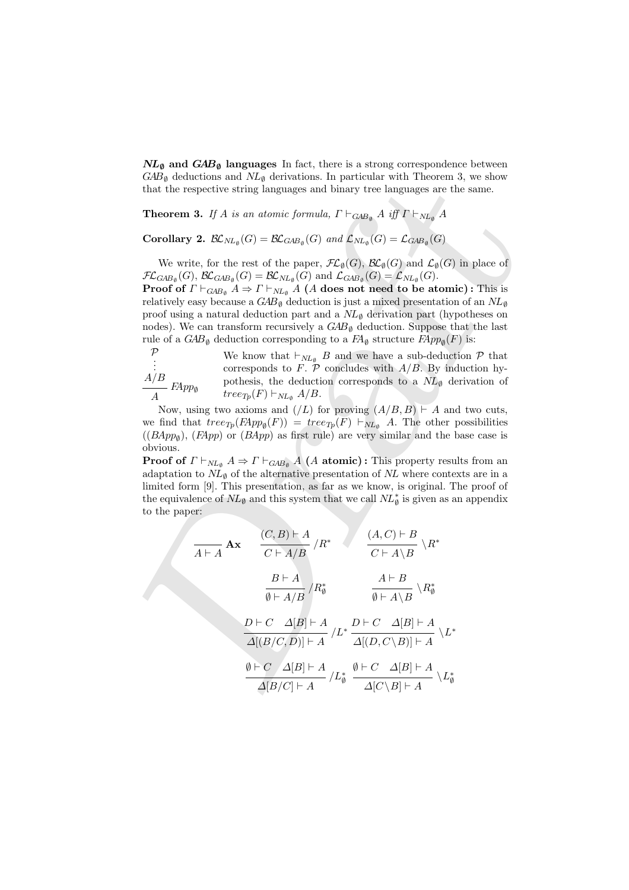**$NL_\emptyset$ and $GAB_\emptyset$ languages** In fact, there is a strong correspondence between $GAB_\emptyset$ deductions and $NL_\emptyset$ derivations. In particular with Theorem 3, we show that the respective string languages and binary tree languages are the same.

**Theorem 3.** *If $A$ is an atomic formula, $\Gamma \vdash_{GAB_\emptyset} A$ iff $\Gamma \vdash_{NL_\emptyset} A$*

**Corollary 2.** $\mathcal{BL}_{NL_\emptyset}(G) = \mathcal{BL}_{GAB_\emptyset}(G)$ *and* $\mathcal{L}_{NL_\emptyset}(G) = \mathcal{L}_{GAB_\emptyset}(G)$

We write, for the rest of the paper, $\mathcal{FL}_\emptyset(G)$, $\mathcal{BL}_\emptyset(G)$ and $\mathcal{L}_\emptyset(G)$ in place of $\mathcal{FL}_{GAB_\emptyset}(G)$, $\mathcal{BL}_{GAB_\emptyset}(G) = \mathcal{BL}_{NL_\emptyset}(G)$ and $\mathcal{L}_{GAB_\emptyset}(G) = \mathcal{L}_{NL_\emptyset}(G)$.

**Proof of $\Gamma \vdash_{GAB_\emptyset} A \Rightarrow \Gamma \vdash_{NL_\emptyset} A$ ($A$ does not need to be atomic) :** This is relatively easy because a $GAB_\emptyset$ deduction is just a mixed presentation of an $NL_\emptyset$ proof using a natural deduction part and a $NL_\emptyset$ derivation part (hypotheses on nodes). We can transform recursively a $GAB_\emptyset$ deduction. Suppose that the last rule of a $GAB_\emptyset$ deduction corresponding to a $FA_\emptyset$ structure $FApp_\emptyset(F)$ is:

$$\dfrac{\begin{array}{c}\mathcal{P}\\ \vdots \\ A/B\end{array}}{A}\ FApp_\emptyset$$

We know that $\vdash_{NL_\emptyset} B$ and we have a sub-deduction $\mathcal{P}$ that corresponds to $F$. $\mathcal{P}$ concludes with $A/B$. By induction hypothesis, the deduction corresponds to a $NL_\emptyset$ derivation of $tree_{Tp}(F) \vdash_{NL_\emptyset} A/B$.

Now, using two axioms and $(/L)$ for proving $(A/B, B) \vdash A$ and two cuts, we find that $tree_{Tp}(FApp_\emptyset(F)) = tree_{Tp}(F) \vdash_{NL_\emptyset} A$. The other possibilities ($(BApp_\emptyset)$, $(FApp)$ or $(BApp)$ as first rule) are very similar and the base case is obvious.

**Proof of $\Gamma \vdash_{NL_\emptyset} A \Rightarrow \Gamma \vdash_{GAB_\emptyset} A$ ($A$ atomic) :** This property results from an adaptation to $NL_\emptyset$ of the alternative presentation of $NL$ where contexts are in a limited form [9]. This presentation, as far as we know, is original. The proof of the equivalence of $NL_\emptyset$ and this system that we call $NL^*_\emptyset$ is given as an appendix to the paper:

$$\dfrac{}{A \vdash A}\ \mathbf{Ax} \qquad \dfrac{(C, B) \vdash A}{C \vdash A/B}\ /R^* \qquad \dfrac{(A, C) \vdash B}{C \vdash A\backslash B}\ \backslash R^*$$

$$\dfrac{B \vdash A}{\emptyset \vdash A/B}\ /R^*_\emptyset \qquad \dfrac{A \vdash B}{\emptyset \vdash A\backslash B}\ \backslash R^*_\emptyset$$

$$\dfrac{D \vdash C \quad \Delta[B] \vdash A}{\Delta[(B/C, D)] \vdash A}\ /L^* \qquad \dfrac{D \vdash C \quad \Delta[B] \vdash A}{\Delta[(D, C\backslash B)] \vdash A}\ \backslash L^*$$

$$\dfrac{\emptyset \vdash C \quad \Delta[B] \vdash A}{\Delta[B/C] \vdash A}\ /L^*_\emptyset \qquad \dfrac{\emptyset \vdash C \quad \Delta[B] \vdash A}{\Delta[C\backslash B] \vdash A}\ \backslash L^*_\emptyset$$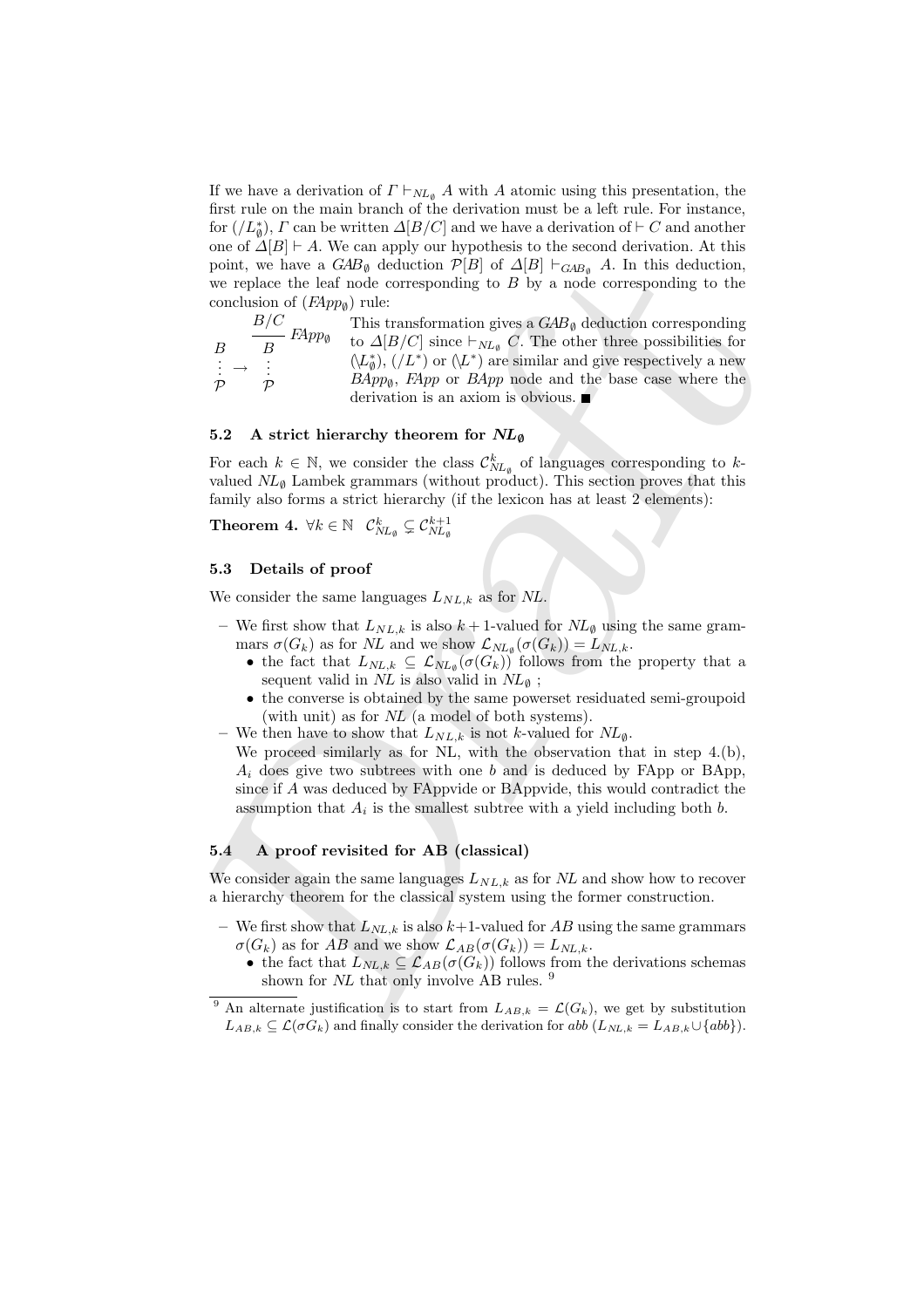If we have a derivation of $\Gamma \vdash_{NL_\emptyset} A$ with $A$ atomic using this presentation, the first rule on the main branch of the derivation must be a left rule. For instance, for $(/L^*_\emptyset)$, $\Gamma$ can be written $\Delta[B/C]$ and we have a derivation of $\vdash C$ and another one of $\Delta[B] \vdash A$. We can apply our hypothesis to the second derivation. At this point, we have a $GAB_\emptyset$ deduction $\mathcal{P}[B]$ of $\Delta[B] \vdash_{GAB_\emptyset} A$. In this deduction, we replace the leaf node corresponding to $B$ by a node corresponding to the conclusion of $(FApp_\emptyset)$ rule:

$$\begin{array}{c} B \\ \vdots \\ \mathcal{P} \end{array} \rightarrow \begin{array}{c} \dfrac{B/C}{B}\, FApp_\emptyset \\ \vdots \\ \mathcal{P} \end{array}$$

This transformation gives a $GAB_\emptyset$ deduction corresponding to $\Delta[B/C]$ since $\vdash_{NL_\emptyset} C$. The other three possibilities for $(\backslash L^*_\emptyset)$, $(/L^*)$ or $(\backslash L^*)$ are similar and give respectively a new $BApp_\emptyset$, *FApp* or *BApp* node and the base case where the derivation is an axiom is obvious. ■

### 5.2 A strict hierarchy theorem for $NL_\emptyset$

For each $k \in \mathbb{N}$, we consider the class $\mathcal{C}^k_{NL_\emptyset}$ of languages corresponding to $k$-valued $NL_\emptyset$ Lambek grammars (without product). This section proves that this family also forms a strict hierarchy (if the lexicon has at least 2 elements):

**Theorem 4.** $\forall k \in \mathbb{N} \quad \mathcal{C}^k_{NL_\emptyset} \subsetneq \mathcal{C}^{k+1}_{NL_\emptyset}$

### 5.3 Details of proof

We consider the same languages $L_{NL,k}$ as for *NL*.

- We first show that $L_{NL,k}$ is also $k+1$-valued for $NL_\emptyset$ using the same grammars $\sigma(G_k)$ as for *NL* and we show $\mathcal{L}_{NL_\emptyset}(\sigma(G_k)) = L_{NL,k}$.
  - the fact that $L_{NL,k} \subseteq \mathcal{L}_{NL_\emptyset}(\sigma(G_k))$ follows from the property that a sequent valid in *NL* is also valid in $NL_\emptyset$ ;
  - the converse is obtained by the same powerset residuated semi-groupoid (with unit) as for *NL* (a model of both systems).
- We then have to show that $L_{NL,k}$ is not $k$-valued for $NL_\emptyset$.
  We proceed similarly as for NL, with the observation that in step 4.(b), $A_i$ does give two subtrees with one $b$ and is deduced by FApp or BApp, since if $A$ was deduced by FAppvide or BAppvide, this would contradict the assumption that $A_i$ is the smallest subtree with a yield including both $b$.

### 5.4 A proof revisited for AB (classical)

We consider again the same languages $L_{NL,k}$ as for *NL* and show how to recover a hierarchy theorem for the classical system using the former construction.

- We first show that $L_{NL,k}$ is also $k+1$-valued for *AB* using the same grammars $\sigma(G_k)$ as for *AB* and we show $\mathcal{L}_{AB}(\sigma(G_k)) = L_{NL,k}$.
  - the fact that $L_{NL,k} \subseteq \mathcal{L}_{AB}(\sigma(G_k))$ follows from the derivations schemas shown for *NL* that only involve AB rules. [9]

[9] An alternate justification is to start from $L_{AB,k} = \mathcal{L}(G_k)$, we get by substitution $L_{AB,k} \subseteq \mathcal{L}(\sigma G_k)$ and finally consider the derivation for *abb* ($L_{NL,k} = L_{AB,k} \cup \{abb\}$).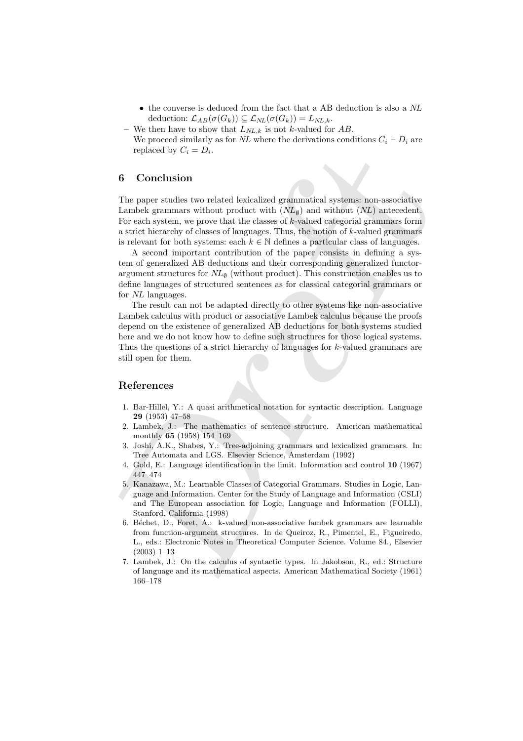- the converse is deduced from the fact that a AB deduction is also a *NL* deduction: $\mathcal{L}_{AB}(\sigma(G_k)) \subseteq \mathcal{L}_{NL}(\sigma(G_k)) = L_{NL,k}$.

– We then have to show that $L_{NL,k}$ is not $k$-valued for $AB$.
  We proceed similarly as for *NL* where the derivations conditions $C_i \vdash D_i$ are replaced by $C_i = D_i$.

## 6 Conclusion

The paper studies two related lexicalized grammatical systems: non-associative Lambek grammars without product with ($NL_\emptyset$) and without (*NL*) antecedent. For each system, we prove that the classes of $k$-valued categorial grammars form a strict hierarchy of classes of languages. Thus, the notion of $k$-valued grammars is relevant for both systems: each $k \in \mathbb{N}$ defines a particular class of languages.

A second important contribution of the paper consists in defining a system of generalized AB deductions and their corresponding generalized functor-argument structures for $NL_\emptyset$ (without product). This construction enables us to define languages of structured sentences as for classical categorial grammars or for *NL* languages.

The result can not be adapted directly to other systems like non-associative Lambek calculus with product or associative Lambek calculus because the proofs depend on the existence of generalized AB deductions for both systems studied here and we do not know how to define such structures for those logical systems. Thus the questions of a strict hierarchy of languages for $k$-valued grammars are still open for them.

## References

1. Bar-Hillel, Y.: A quasi arithmetical notation for syntactic description. Language **29** (1953) 47–58
2. Lambek, J.: The mathematics of sentence structure. American mathematical monthly **65** (1958) 154–169
3. Joshi, A.K., Shabes, Y.: Tree-adjoining grammars and lexicalized grammars. In: Tree Automata and LGS. Elsevier Science, Amsterdam (1992)
4. Gold, E.: Language identification in the limit. Information and control **10** (1967) 447–474
5. Kanazawa, M.: Learnable Classes of Categorial Grammars. Studies in Logic, Language and Information. Center for the Study of Language and Information (CSLI) and The European association for Logic, Language and Information (FOLLI), Stanford, California (1998)
6. Béchet, D., Foret, A.: k-valued non-associative lambek grammars are learnable from function-argument structures. In de Queiroz, R., Pimentel, E., Figueiredo, L., eds.: Electronic Notes in Theoretical Computer Science. Volume 84., Elsevier (2003) 1–13
7. Lambek, J.: On the calculus of syntactic types. In Jakobson, R., ed.: Structure of language and its mathematical aspects. American Mathematical Society (1961) 166–178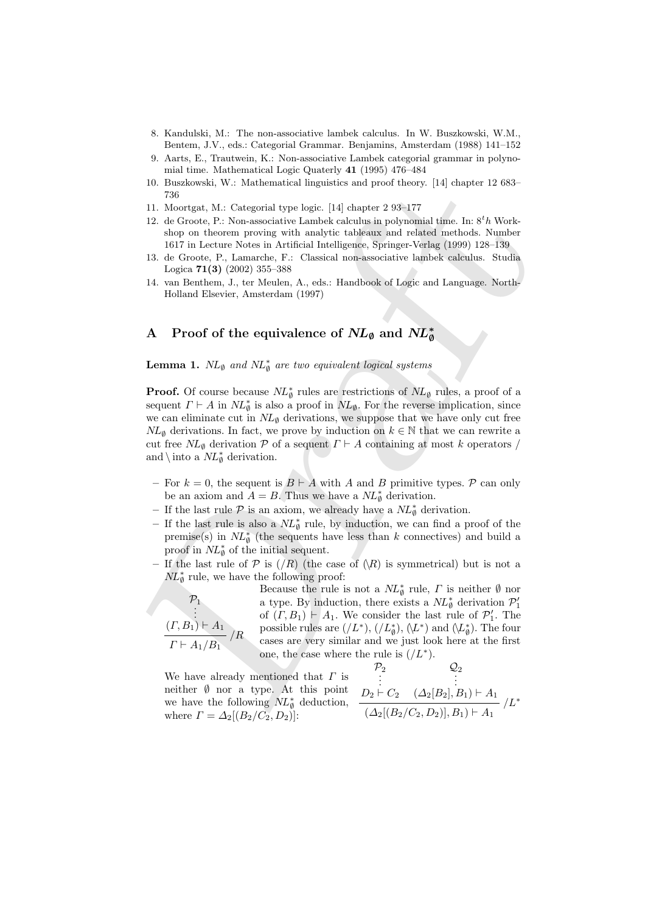8. Kandulski, M.: The non-associative lambek calculus. In W. Buszkowski, W.M., Bentem, J.V., eds.: Categorial Grammar. Benjamins, Amsterdam (1988) 141–152
9. Aarts, E., Trautwein, K.: Non-associative Lambek categorial grammar in polynomial time. Mathematical Logic Quaterly **41** (1995) 476–484
10. Buszkowski, W.: Mathematical linguistics and proof theory. [14] chapter 12 683–736
11. Moortgat, M.: Categorial type logic. [14] chapter 2 93–177
12. de Groote, P.: Non-associative Lambek calculus in polynomial time. In: $8^th$ Workshop on theorem proving with analytic tableaux and related methods. Number 1617 in Lecture Notes in Artificial Intelligence, Springer-Verlag (1999) 128–139
13. de Groote, P., Lamarche, F.: Classical non-associative lambek calculus. Studia Logica **71(3)** (2002) 355–388
14. van Benthem, J., ter Meulen, A., eds.: Handbook of Logic and Language. North-Holland Elsevier, Amsterdam (1997)

# A Proof of the equivalence of $NL_\emptyset$ and $NL_\emptyset^*$

**Lemma 1.** *$NL_\emptyset$ and $NL_\emptyset^*$ are two equivalent logical systems*

**Proof.** Of course because $NL_\emptyset^*$ rules are restrictions of $NL_\emptyset$ rules, a proof of a sequent $\Gamma \vdash A$ in $NL_\emptyset^*$ is also a proof in $NL_\emptyset$. For the reverse implication, since we can eliminate cut in $NL_\emptyset$ derivations, we suppose that we have only cut free $NL_\emptyset$ derivations. In fact, we prove by induction on $k \in \mathbb{N}$ that we can rewrite a cut free $NL_\emptyset$ derivation $\mathcal{P}$ of a sequent $\Gamma \vdash A$ containing at most $k$ operators $/$ and $\backslash$ into a $NL_\emptyset^*$ derivation.

- For $k = 0$, the sequent is $B \vdash A$ with $A$ and $B$ primitive types. $\mathcal{P}$ can only be an axiom and $A = B$. Thus we have a $NL_\emptyset^*$ derivation.
- If the last rule $\mathcal{P}$ is an axiom, we already have a $NL_\emptyset^*$ derivation.
- If the last rule is also a $NL_\emptyset^*$ rule, by induction, we can find a proof of the premise(s) in $NL_\emptyset^*$ (the sequents have less than $k$ connectives) and build a proof in $NL_\emptyset^*$ of the initial sequent.
- If the last rule of $\mathcal{P}$ is $(/R)$ (the case of $(\backslash R)$ is symmetrical) but is not a $NL_\emptyset^*$ rule, we have the following proof:

$$\dfrac{\begin{array}{c}\mathcal{P}_1\\ \vdots \\ (\Gamma, B_1) \vdash A_1\end{array}}{\Gamma \vdash A_1/B_1}\,/R$$

Because the rule is not a $NL_\emptyset^*$ rule, $\Gamma$ is neither $\emptyset$ nor a type. By induction, there exists a $NL_\emptyset^*$ derivation $\mathcal{P}_1'$ of $(\Gamma, B_1) \vdash A_1$. We consider the last rule of $\mathcal{P}_1'$. The possible rules are $(/L^*)$, $(/L_\emptyset^*)$, $(\backslash L^*)$ and $(\backslash L_\emptyset^*)$. The four cases are very similar and we just look here at the first one, the case where the rule is $(/L^*)$.

We have already mentioned that $\Gamma$ is neither $\emptyset$ nor a type. At this point we have the following $NL_\emptyset^*$ deduction, where $\Gamma = \Delta_2[(B_2/C_2, D_2)]$:

$$\dfrac{\begin{array}{c}\mathcal{P}_2\\ \vdots \\ D_2 \vdash C_2\end{array} \quad \begin{array}{c}\mathcal{Q}_2\\ \vdots \\ (\Delta_2[B_2], B_1) \vdash A_1\end{array}}{(\Delta_2[(B_2/C_2, D_2)], B_1) \vdash A_1}\,/L^*$$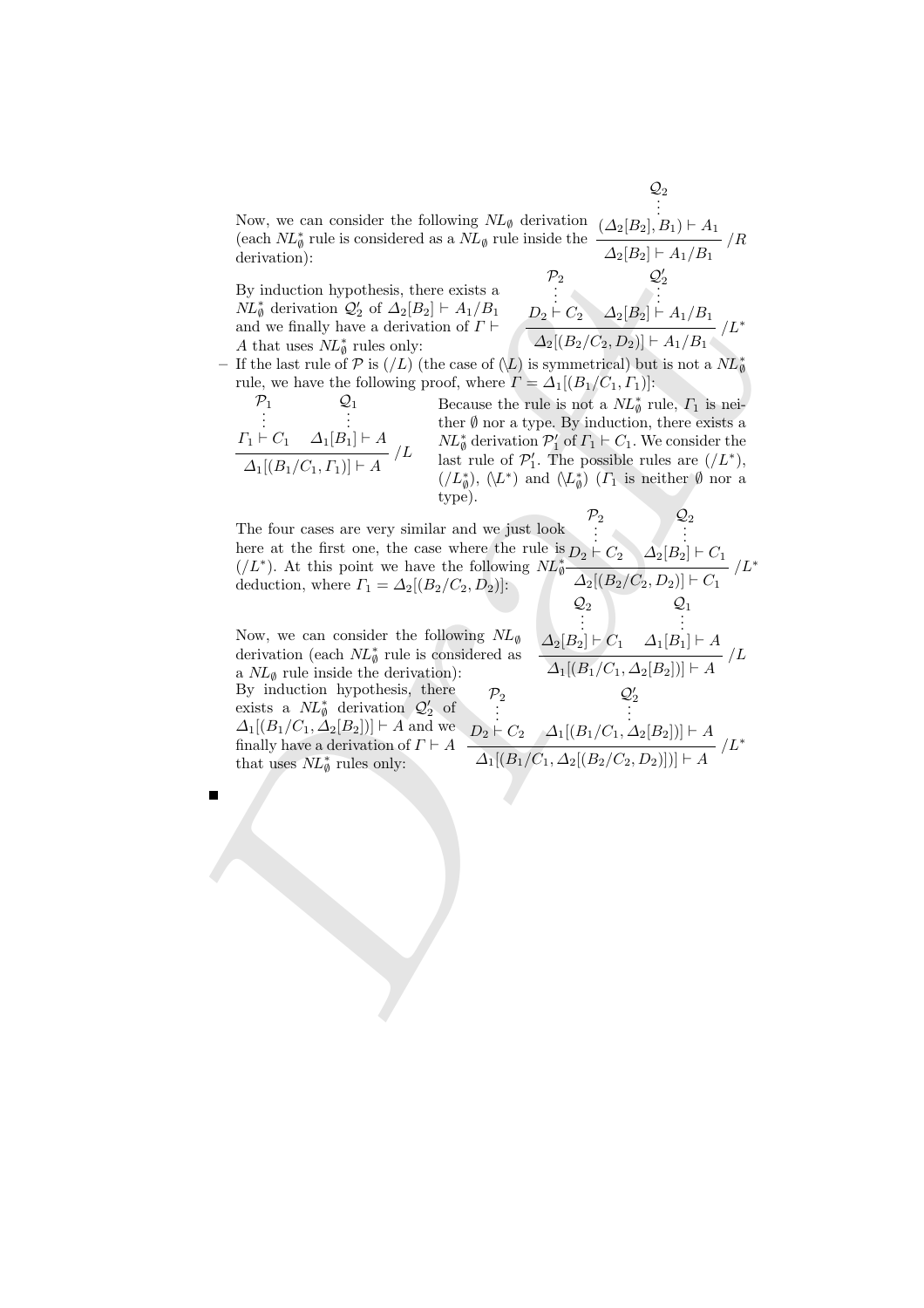Now, we can consider the following $NL_\emptyset$ derivation (each $NL^*_\emptyset$ rule is considered as a $NL_\emptyset$ rule inside the derivation):

$$\dfrac{\begin{array}{c}\mathcal{Q}_2\\ \vdots \\ (\Delta_2[B_2], B_1) \vdash A_1\end{array}}{\Delta_2[B_2] \vdash A_1/B_1}\ /R$$

By induction hypothesis, there exists a $NL^*_\emptyset$ derivation $\mathcal{Q}'_2$ of $\Delta_2[B_2] \vdash A_1/B_1$ and we finally have a derivation of $\Gamma \vdash A$ that uses $NL^*_\emptyset$ rules only:

$$\dfrac{\begin{array}{c}\mathcal{P}_2\\ \vdots \\ D_2 \vdash C_2\end{array} \quad \begin{array}{c}\mathcal{Q}'_2\\ \vdots \\ \Delta_2[B_2] \vdash A_1/B_1\end{array}}{\Delta_2[(B_2/C_2, D_2)] \vdash A_1/B_1}\ /L^*$$

– If the last rule of $\mathcal{P}$ is $(/L)$ (the case of $(\backslash L)$ is symmetrical) but is not a $NL^*_\emptyset$ rule, we have the following proof, where $\Gamma = \Delta_1[(B_1/C_1, \Gamma_1)]$:

$$\dfrac{\begin{array}{c}\mathcal{P}_1\\ \vdots \\ \Gamma_1 \vdash C_1\end{array} \quad \begin{array}{c}\mathcal{Q}_1\\ \vdots \\ \Delta_1[B_1] \vdash A\end{array}}{\Delta_1[(B_1/C_1, \Gamma_1)] \vdash A}\ /L$$

Because the rule is not a $NL^*_\emptyset$ rule, $\Gamma_1$ is neither $\emptyset$ nor a type. By induction, there exists a $NL^*_\emptyset$ derivation $\mathcal{P}'_1$ of $\Gamma_1 \vdash C_1$. We consider the last rule of $\mathcal{P}'_1$. The possible rules are $(/L^*)$, $(/L^*_\emptyset)$, $(\backslash L^*)$ and $(\backslash L^*_\emptyset)$ ($\Gamma_1$ is neither $\emptyset$ nor a type).

The four cases are very similar and we just look here at the first one, the case where the rule is $(/L^*)$. At this point we have the following $NL^*_\emptyset$ deduction, where $\Gamma_1 = \Delta_2[(B_2/C_2, D_2)]$:

$$\dfrac{\begin{array}{c}\mathcal{P}_2\\ \vdots \\ D_2 \vdash C_2\end{array} \quad \begin{array}{c}\mathcal{Q}_2\\ \vdots \\ \Delta_2[B_2] \vdash C_1\end{array}}{\Delta_2[(B_2/C_2, D_2)] \vdash C_1}\ /L^*$$

Now, we can consider the following $NL_\emptyset$ derivation (each $NL^*_\emptyset$ rule is considered as a $NL_\emptyset$ rule inside the derivation):

$$\dfrac{\begin{array}{c}\mathcal{Q}_2\\ \vdots \\ \Delta_2[B_2] \vdash C_1\end{array} \quad \begin{array}{c}\mathcal{Q}_1\\ \vdots \\ \Delta_1[B_1] \vdash A\end{array}}{\Delta_1[(B_1/C_1, \Delta_2[B_2])] \vdash A}\ /L$$

By induction hypothesis, there exists a $NL^*_\emptyset$ derivation $\mathcal{Q}'_2$ of $\Delta_1[(B_1/C_1, \Delta_2[B_2])] \vdash A$ and we finally have a derivation of $\Gamma \vdash A$ that uses $NL^*_\emptyset$ rules only:

$$\dfrac{\begin{array}{c}\mathcal{P}_2\\ \vdots \\ D_2 \vdash C_2\end{array} \quad \begin{array}{c}\mathcal{Q}'_2\\ \vdots \\ \Delta_1[(B_1/C_1, \Delta_2[B_2])] \vdash A\end{array}}{\Delta_1[(B_1/C_1, \Delta_2[(B_2/C_2, D_2)])] \vdash A}\ /L^*$$

■